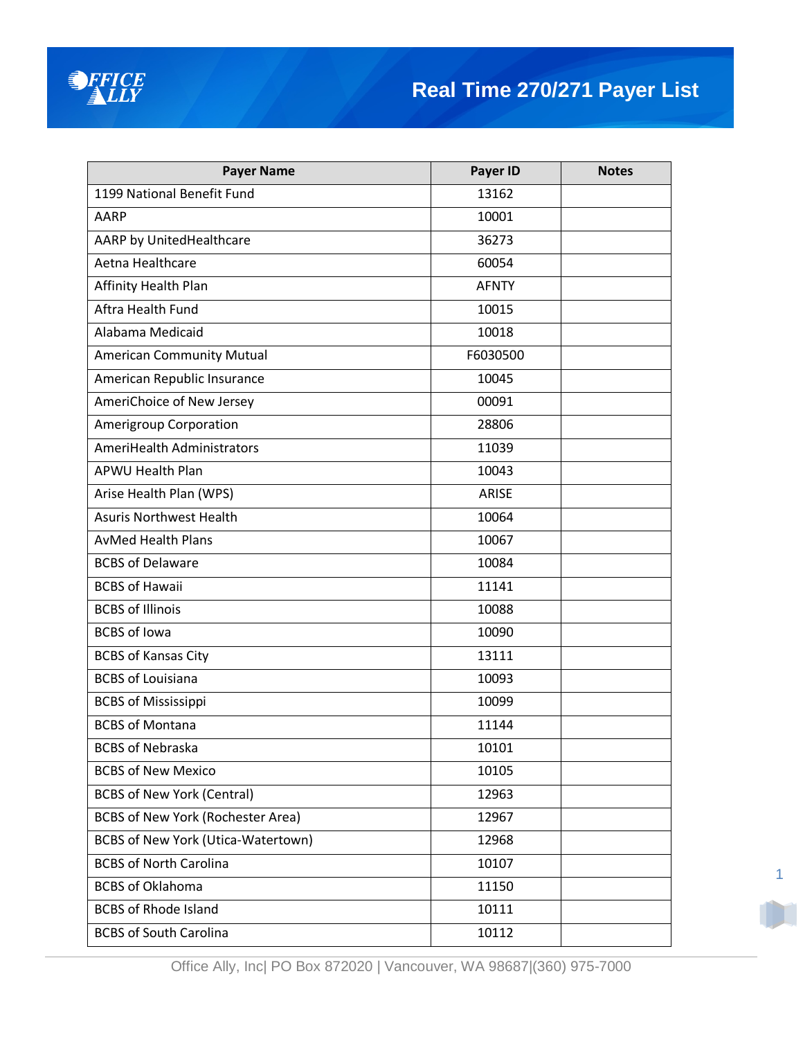# Real Time 270/271 Payer List

| Payer Name | Payer ID | Notes |
|---|---|---|
| 1199 National Benefit Fund | 13162 | |
| AARP | 10001 | |
| AARP by UnitedHealthcare | 36273 | |
| Aetna Healthcare | 60054 | |
| Affinity Health Plan | AFNTY | |
| Aftra Health Fund | 10015 | |
| Alabama Medicaid | 10018 | |
| American Community Mutual | F6030500 | |
| American Republic Insurance | 10045 | |
| AmeriChoice of New Jersey | 00091 | |
| Amerigroup Corporation | 28806 | |
| AmeriHealth Administrators | 11039 | |
| APWU Health Plan | 10043 | |
| Arise Health Plan (WPS) | ARISE | |
| Asuris Northwest Health | 10064 | |
| AvMed Health Plans | 10067 | |
| BCBS of Delaware | 10084 | |
| BCBS of Hawaii | 11141 | |
| BCBS of Illinois | 10088 | |
| BCBS of Iowa | 10090 | |
| BCBS of Kansas City | 13111 | |
| BCBS of Louisiana | 10093 | |
| BCBS of Mississippi | 10099 | |
| BCBS of Montana | 11144 | |
| BCBS of Nebraska | 10101 | |
| BCBS of New Mexico | 10105 | |
| BCBS of New York (Central) | 12963 | |
| BCBS of New York (Rochester Area) | 12967 | |
| BCBS of New York (Utica-Watertown) | 12968 | |
| BCBS of North Carolina | 10107 | |
| BCBS of Oklahoma | 11150 | |
| BCBS of Rhode Island | 10111 | |
| BCBS of South Carolina | 10112 | |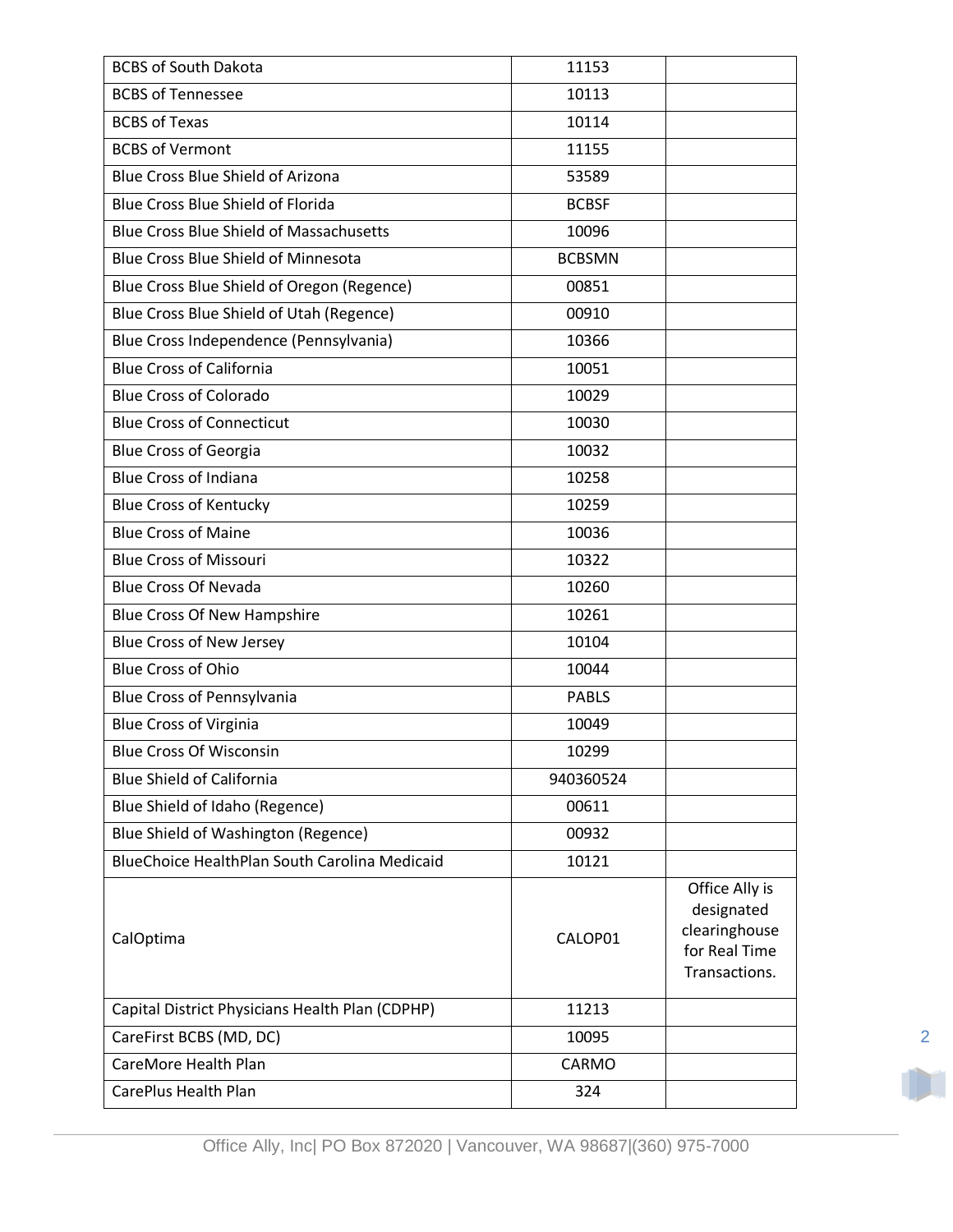| BCBS of South Dakota | 11153 | |
|---|---|---|
| BCBS of Tennessee | 10113 | |
| BCBS of Texas | 10114 | |
| BCBS of Vermont | 11155 | |
| Blue Cross Blue Shield of Arizona | 53589 | |
| Blue Cross Blue Shield of Florida | BCBSF | |
| Blue Cross Blue Shield of Massachusetts | 10096 | |
| Blue Cross Blue Shield of Minnesota | BCBSMN | |
| Blue Cross Blue Shield of Oregon (Regence) | 00851 | |
| Blue Cross Blue Shield of Utah (Regence) | 00910 | |
| Blue Cross Independence (Pennsylvania) | 10366 | |
| Blue Cross of California | 10051 | |
| Blue Cross of Colorado | 10029 | |
| Blue Cross of Connecticut | 10030 | |
| Blue Cross of Georgia | 10032 | |
| Blue Cross of Indiana | 10258 | |
| Blue Cross of Kentucky | 10259 | |
| Blue Cross of Maine | 10036 | |
| Blue Cross of Missouri | 10322 | |
| Blue Cross Of Nevada | 10260 | |
| Blue Cross Of New Hampshire | 10261 | |
| Blue Cross of New Jersey | 10104 | |
| Blue Cross of Ohio | 10044 | |
| Blue Cross of Pennsylvania | PABLS | |
| Blue Cross of Virginia | 10049 | |
| Blue Cross Of Wisconsin | 10299 | |
| Blue Shield of California | 940360524 | |
| Blue Shield of Idaho (Regence) | 00611 | |
| Blue Shield of Washington (Regence) | 00932 | |
| BlueChoice HealthPlan South Carolina Medicaid | 10121 | |
| CalOptima | CALOP01 | Office Ally is designated clearinghouse for Real Time Transactions. |
| Capital District Physicians Health Plan (CDPHP) | 11213 | |
| CareFirst BCBS (MD, DC) | 10095 | |
| CareMore Health Plan | CARMO | |
| CarePlus Health Plan | 324 | |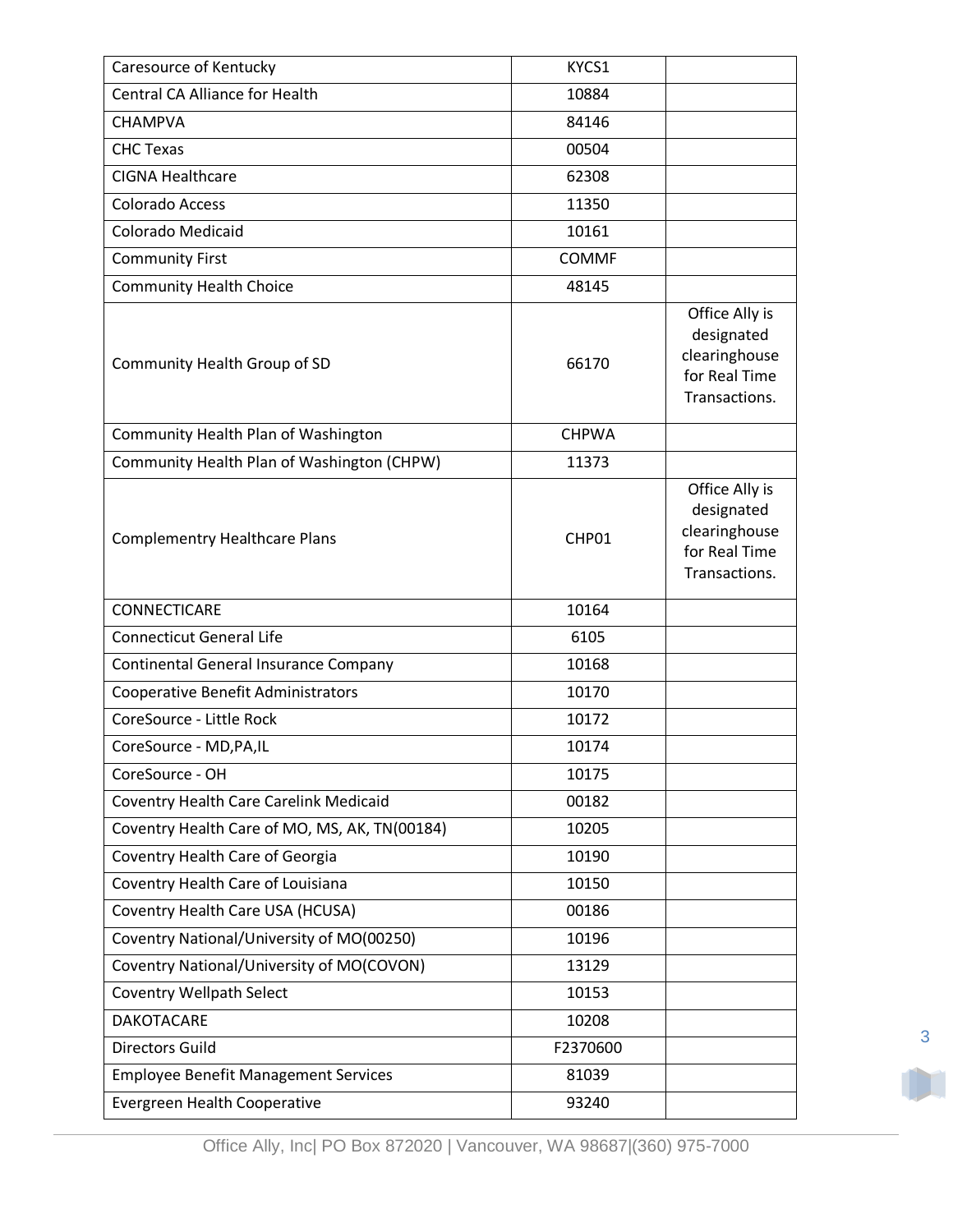| | | |
|---|---|---|
| Caresource of Kentucky | KYCS1 | |
| Central CA Alliance for Health | 10884 | |
| CHAMPVA | 84146 | |
| CHC Texas | 00504 | |
| CIGNA Healthcare | 62308 | |
| Colorado Access | 11350 | |
| Colorado Medicaid | 10161 | |
| Community First | COMMF | |
| Community Health Choice | 48145 | |
| Community Health Group of SD | 66170 | Office Ally is designated clearinghouse for Real Time Transactions. |
| Community Health Plan of Washington | CHPWA | |
| Community Health Plan of Washington (CHPW) | 11373 | |
| Complementry Healthcare Plans | CHP01 | Office Ally is designated clearinghouse for Real Time Transactions. |
| CONNECTICARE | 10164 | |
| Connecticut General Life | 6105 | |
| Continental General Insurance Company | 10168 | |
| Cooperative Benefit Administrators | 10170 | |
| CoreSource - Little Rock | 10172 | |
| CoreSource - MD,PA,IL | 10174 | |
| CoreSource - OH | 10175 | |
| Coventry Health Care Carelink Medicaid | 00182 | |
| Coventry Health Care of MO, MS, AK, TN(00184) | 10205 | |
| Coventry Health Care of Georgia | 10190 | |
| Coventry Health Care of Louisiana | 10150 | |
| Coventry Health Care USA (HCUSA) | 00186 | |
| Coventry National/University of MO(00250) | 10196 | |
| Coventry National/University of MO(COVON) | 13129 | |
| Coventry Wellpath Select | 10153 | |
| DAKOTACARE | 10208 | |
| Directors Guild | F2370600 | |
| Employee Benefit Management Services | 81039 | |
| Evergreen Health Cooperative | 93240 | |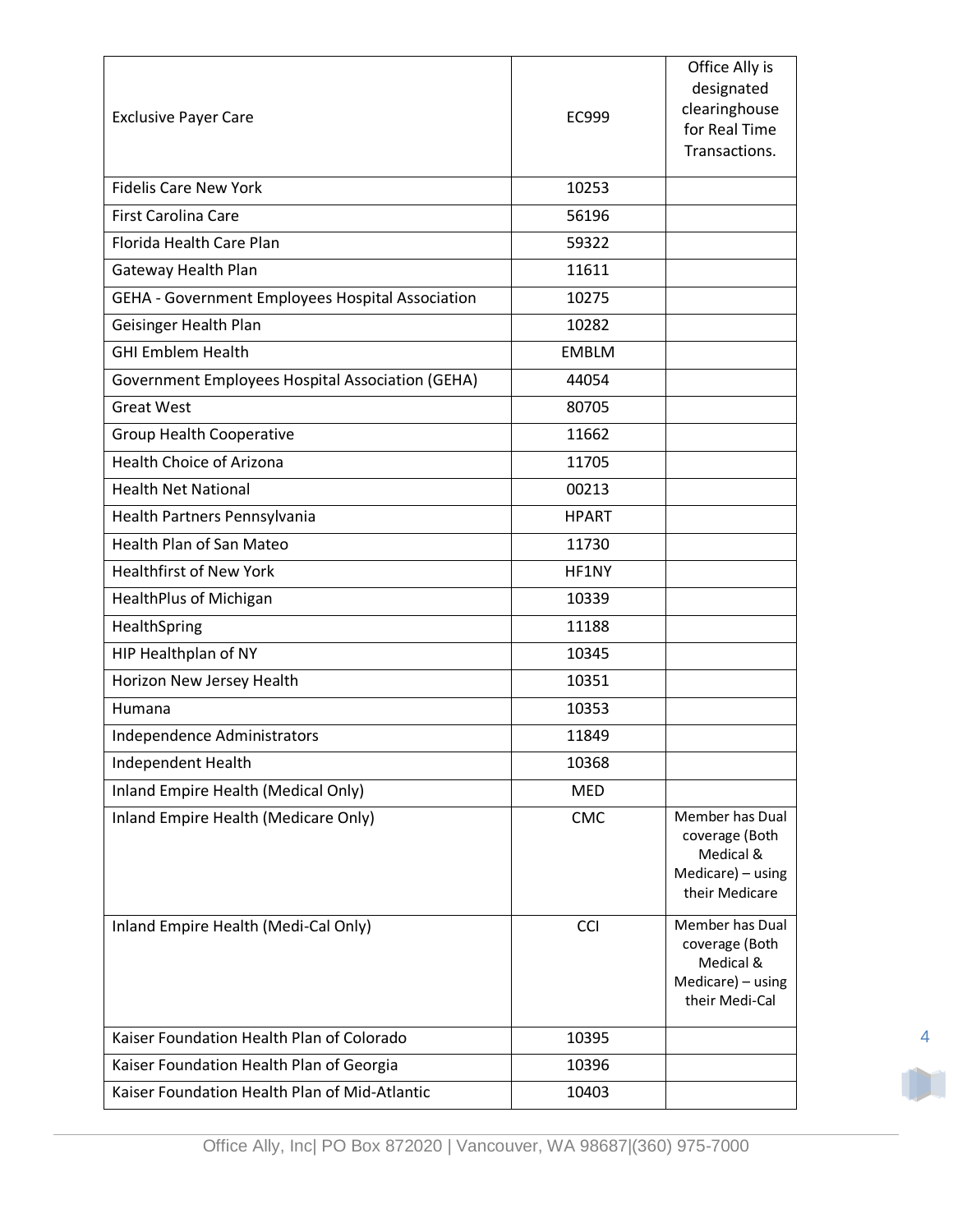| | | |
|---|---|---|
| Exclusive Payer Care | EC999 | Office Ally is designated clearinghouse for Real Time Transactions. |
| Fidelis Care New York | 10253 | |
| First Carolina Care | 56196 | |
| Florida Health Care Plan | 59322 | |
| Gateway Health Plan | 11611 | |
| GEHA - Government Employees Hospital Association | 10275 | |
| Geisinger Health Plan | 10282 | |
| GHI Emblem Health | EMBLM | |
| Government Employees Hospital Association (GEHA) | 44054 | |
| Great West | 80705 | |
| Group Health Cooperative | 11662 | |
| Health Choice of Arizona | 11705 | |
| Health Net National | 00213 | |
| Health Partners Pennsylvania | HPART | |
| Health Plan of San Mateo | 11730 | |
| Healthfirst of New York | HF1NY | |
| HealthPlus of Michigan | 10339 | |
| HealthSpring | 11188 | |
| HIP Healthplan of NY | 10345 | |
| Horizon New Jersey Health | 10351 | |
| Humana | 10353 | |
| Independence Administrators | 11849 | |
| Independent Health | 10368 | |
| Inland Empire Health (Medical Only) | MED | |
| Inland Empire Health (Medicare Only) | CMC | Member has Dual coverage (Both Medical & Medicare) – using their Medicare |
| Inland Empire Health (Medi-Cal Only) | CCI | Member has Dual coverage (Both Medical & Medicare) – using their Medi-Cal |
| Kaiser Foundation Health Plan of Colorado | 10395 | |
| Kaiser Foundation Health Plan of Georgia | 10396 | |
| Kaiser Foundation Health Plan of Mid-Atlantic | 10403 | |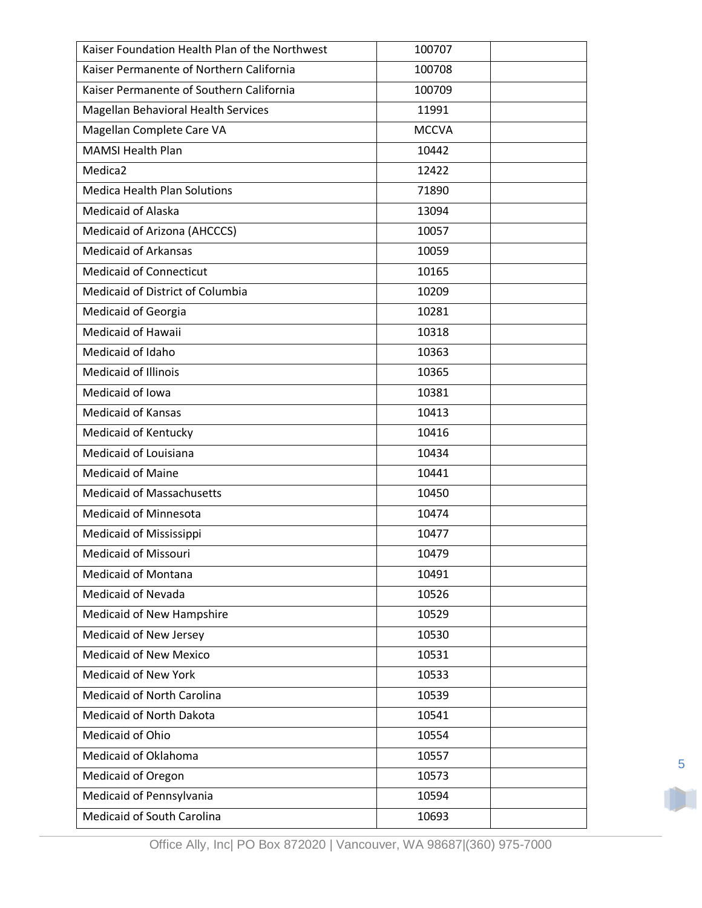| Kaiser Foundation Health Plan of the Northwest | 100707 | |
|---|---|---|
| Kaiser Permanente of Northern California | 100708 | |
| Kaiser Permanente of Southern California | 100709 | |
| Magellan Behavioral Health Services | 11991 | |
| Magellan Complete Care VA | MCCVA | |
| MAMSI Health Plan | 10442 | |
| Medica2 | 12422 | |
| Medica Health Plan Solutions | 71890 | |
| Medicaid of Alaska | 13094 | |
| Medicaid of Arizona (AHCCCS) | 10057 | |
| Medicaid of Arkansas | 10059 | |
| Medicaid of Connecticut | 10165 | |
| Medicaid of District of Columbia | 10209 | |
| Medicaid of Georgia | 10281 | |
| Medicaid of Hawaii | 10318 | |
| Medicaid of Idaho | 10363 | |
| Medicaid of Illinois | 10365 | |
| Medicaid of Iowa | 10381 | |
| Medicaid of Kansas | 10413 | |
| Medicaid of Kentucky | 10416 | |
| Medicaid of Louisiana | 10434 | |
| Medicaid of Maine | 10441 | |
| Medicaid of Massachusetts | 10450 | |
| Medicaid of Minnesota | 10474 | |
| Medicaid of Mississippi | 10477 | |
| Medicaid of Missouri | 10479 | |
| Medicaid of Montana | 10491 | |
| Medicaid of Nevada | 10526 | |
| Medicaid of New Hampshire | 10529 | |
| Medicaid of New Jersey | 10530 | |
| Medicaid of New Mexico | 10531 | |
| Medicaid of New York | 10533 | |
| Medicaid of North Carolina | 10539 | |
| Medicaid of North Dakota | 10541 | |
| Medicaid of Ohio | 10554 | |
| Medicaid of Oklahoma | 10557 | |
| Medicaid of Oregon | 10573 | |
| Medicaid of Pennsylvania | 10594 | |
| Medicaid of South Carolina | 10693 | |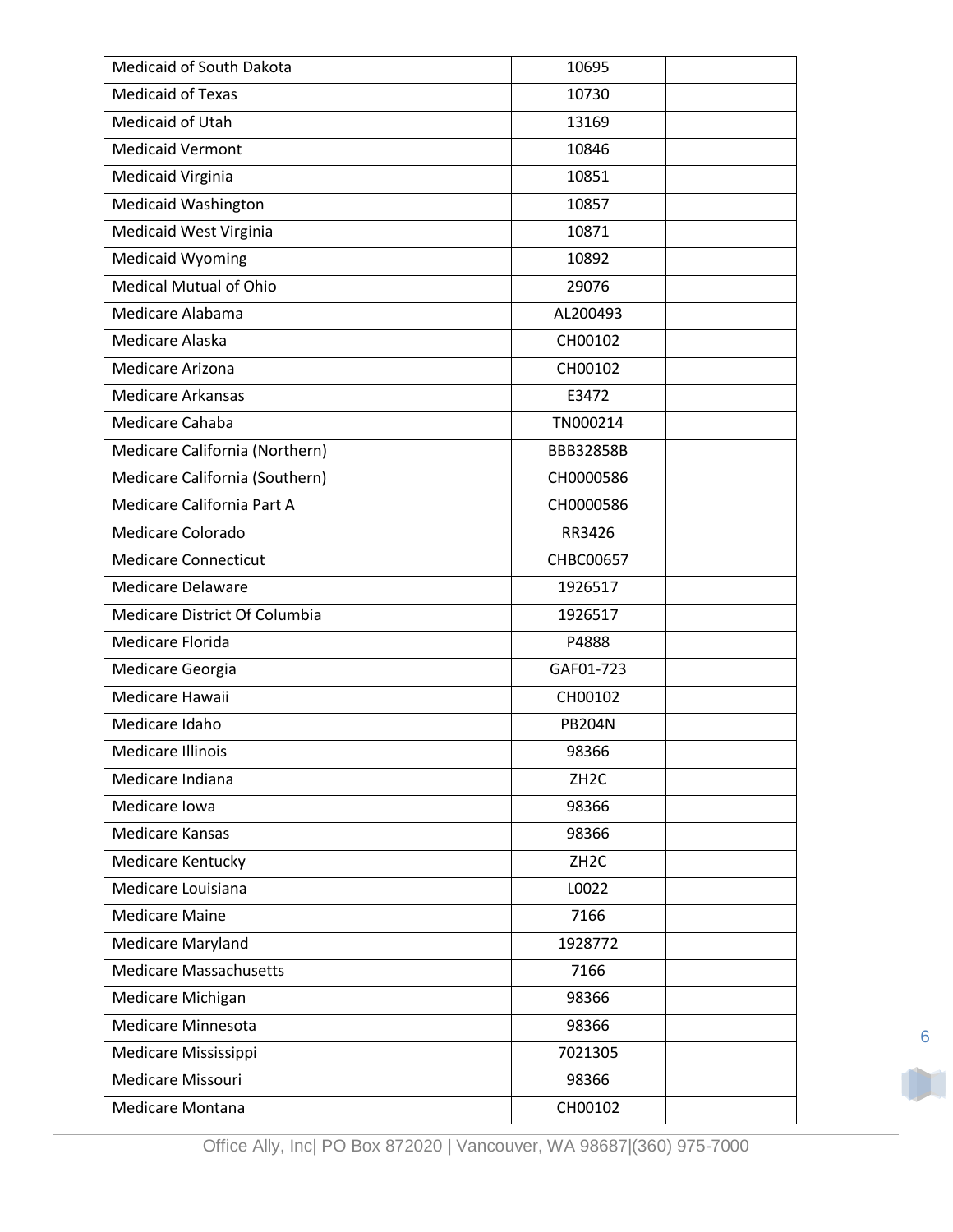| | | |
|---|---|---|
| Medicaid of South Dakota | 10695 | |
| Medicaid of Texas | 10730 | |
| Medicaid of Utah | 13169 | |
| Medicaid Vermont | 10846 | |
| Medicaid Virginia | 10851 | |
| Medicaid Washington | 10857 | |
| Medicaid West Virginia | 10871 | |
| Medicaid Wyoming | 10892 | |
| Medical Mutual of Ohio | 29076 | |
| Medicare Alabama | AL200493 | |
| Medicare Alaska | CH00102 | |
| Medicare Arizona | CH00102 | |
| Medicare Arkansas | E3472 | |
| Medicare Cahaba | TN000214 | |
| Medicare California (Northern) | BBB32858B | |
| Medicare California (Southern) | CH0000586 | |
| Medicare California Part A | CH0000586 | |
| Medicare Colorado | RR3426 | |
| Medicare Connecticut | CHBC00657 | |
| Medicare Delaware | 1926517 | |
| Medicare District Of Columbia | 1926517 | |
| Medicare Florida | P4888 | |
| Medicare Georgia | GAF01-723 | |
| Medicare Hawaii | CH00102 | |
| Medicare Idaho | PB204N | |
| Medicare Illinois | 98366 | |
| Medicare Indiana | ZH2C | |
| Medicare Iowa | 98366 | |
| Medicare Kansas | 98366 | |
| Medicare Kentucky | ZH2C | |
| Medicare Louisiana | L0022 | |
| Medicare Maine | 7166 | |
| Medicare Maryland | 1928772 | |
| Medicare Massachusetts | 7166 | |
| Medicare Michigan | 98366 | |
| Medicare Minnesota | 98366 | |
| Medicare Mississippi | 7021305 | |
| Medicare Missouri | 98366 | |
| Medicare Montana | CH00102 | |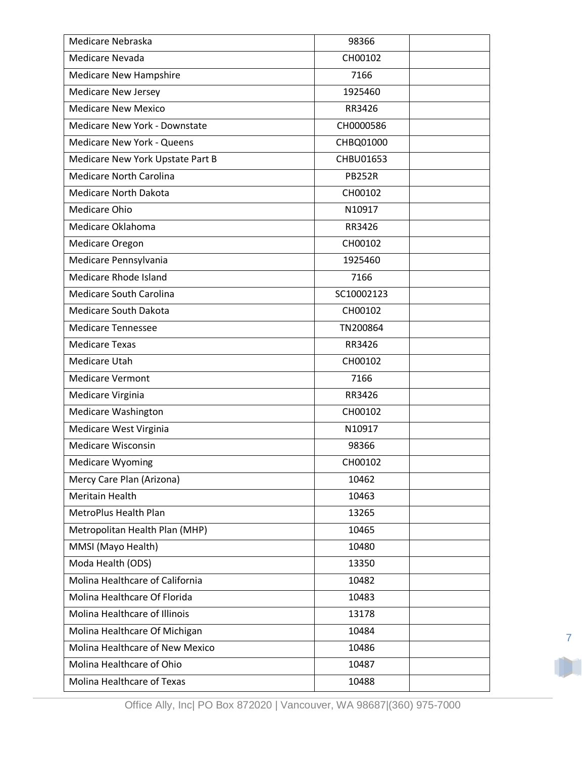| | | |
|---|---|---|
| Medicare Nebraska | 98366 | |
| Medicare Nevada | CH00102 | |
| Medicare New Hampshire | 7166 | |
| Medicare New Jersey | 1925460 | |
| Medicare New Mexico | RR3426 | |
| Medicare New York - Downstate | CH0000586 | |
| Medicare New York - Queens | CHBQ01000 | |
| Medicare New York Upstate Part B | CHBU01653 | |
| Medicare North Carolina | PB252R | |
| Medicare North Dakota | CH00102 | |
| Medicare Ohio | N10917 | |
| Medicare Oklahoma | RR3426 | |
| Medicare Oregon | CH00102 | |
| Medicare Pennsylvania | 1925460 | |
| Medicare Rhode Island | 7166 | |
| Medicare South Carolina | SC10002123 | |
| Medicare South Dakota | CH00102 | |
| Medicare Tennessee | TN200864 | |
| Medicare Texas | RR3426 | |
| Medicare Utah | CH00102 | |
| Medicare Vermont | 7166 | |
| Medicare Virginia | RR3426 | |
| Medicare Washington | CH00102 | |
| Medicare West Virginia | N10917 | |
| Medicare Wisconsin | 98366 | |
| Medicare Wyoming | CH00102 | |
| Mercy Care Plan (Arizona) | 10462 | |
| Meritain Health | 10463 | |
| MetroPlus Health Plan | 13265 | |
| Metropolitan Health Plan (MHP) | 10465 | |
| MMSI (Mayo Health) | 10480 | |
| Moda Health (ODS) | 13350 | |
| Molina Healthcare of California | 10482 | |
| Molina Healthcare Of Florida | 10483 | |
| Molina Healthcare of Illinois | 13178 | |
| Molina Healthcare Of Michigan | 10484 | |
| Molina Healthcare of New Mexico | 10486 | |
| Molina Healthcare of Ohio | 10487 | |
| Molina Healthcare of Texas | 10488 | |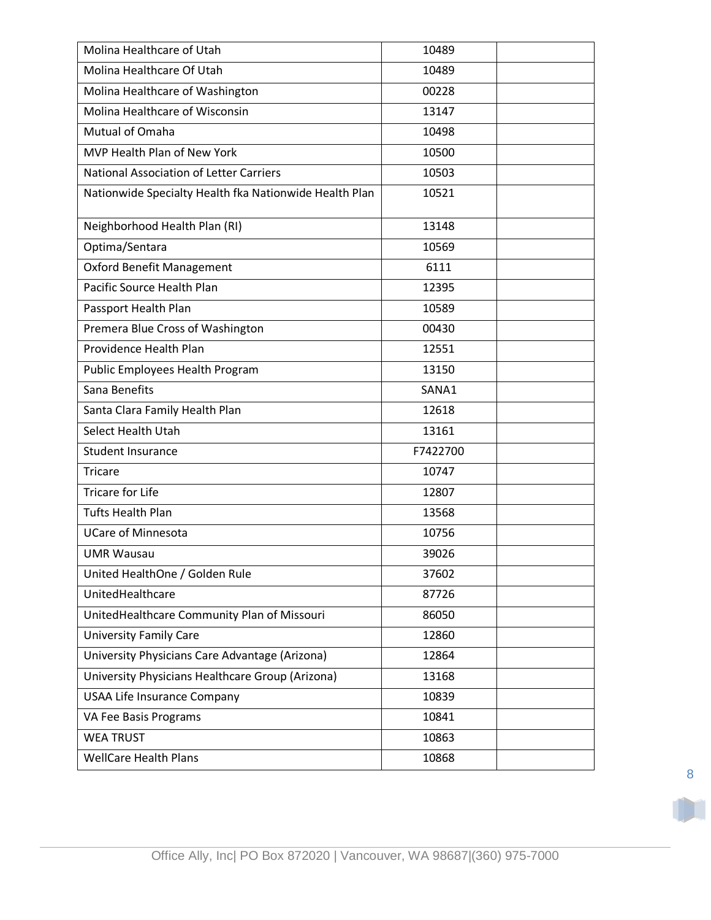| | | |
|---|---|---|
| Molina Healthcare of Utah | 10489 | |
| Molina Healthcare Of Utah | 10489 | |
| Molina Healthcare of Washington | 00228 | |
| Molina Healthcare of Wisconsin | 13147 | |
| Mutual of Omaha | 10498 | |
| MVP Health Plan of New York | 10500 | |
| National Association of Letter Carriers | 10503 | |
| Nationwide Specialty Health fka Nationwide Health Plan | 10521 | |
| Neighborhood Health Plan (RI) | 13148 | |
| Optima/Sentara | 10569 | |
| Oxford Benefit Management | 6111 | |
| Pacific Source Health Plan | 12395 | |
| Passport Health Plan | 10589 | |
| Premera Blue Cross of Washington | 00430 | |
| Providence Health Plan | 12551 | |
| Public Employees Health Program | 13150 | |
| Sana Benefits | SANA1 | |
| Santa Clara Family Health Plan | 12618 | |
| Select Health Utah | 13161 | |
| Student Insurance | F7422700 | |
| Tricare | 10747 | |
| Tricare for Life | 12807 | |
| Tufts Health Plan | 13568 | |
| UCare of Minnesota | 10756 | |
| UMR Wausau | 39026 | |
| United HealthOne / Golden Rule | 37602 | |
| UnitedHealthcare | 87726 | |
| UnitedHealthcare Community Plan of Missouri | 86050 | |
| University Family Care | 12860 | |
| University Physicians Care Advantage (Arizona) | 12864 | |
| University Physicians Healthcare Group (Arizona) | 13168 | |
| USAA Life Insurance Company | 10839 | |
| VA Fee Basis Programs | 10841 | |
| WEA TRUST | 10863 | |
| WellCare Health Plans | 10868 | |